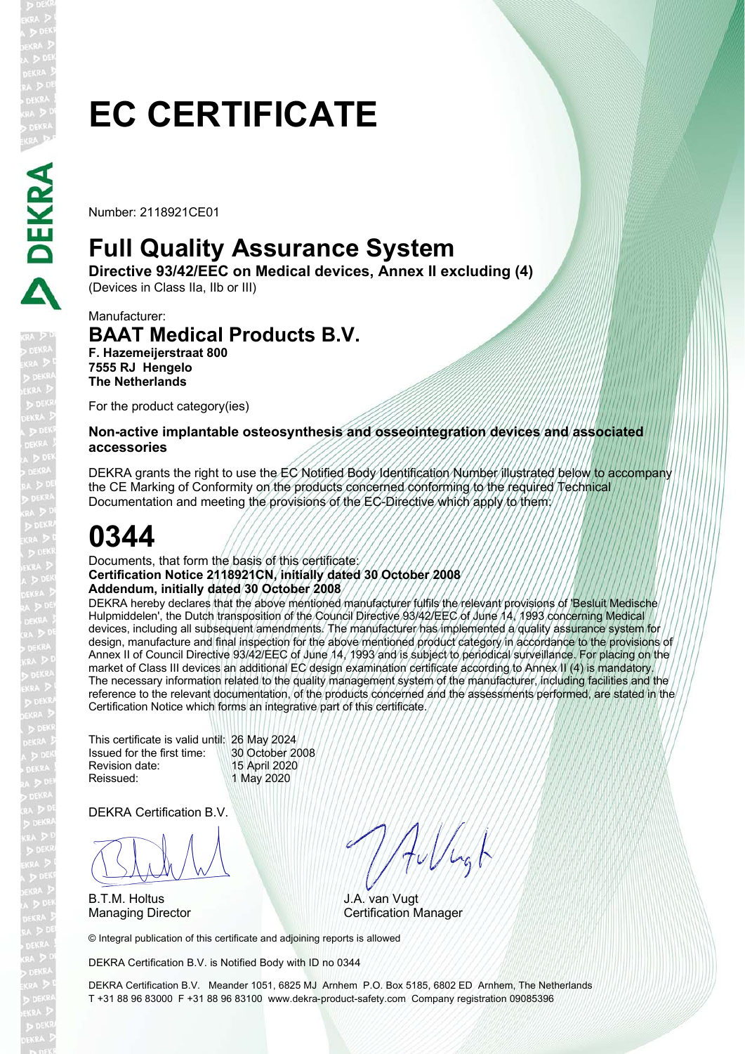# EC CERTIFICATE

Number: 2118921CE01

## Full Quality Assurance System

**Directive 93/42/EEC on Medical devices, Annex II excluding (4)**
(Devices in Class IIa, IIb or III)

Manufacturer:

### BAAT Medical Products B.V.

**F. Hazemeijerstraat 800**
**7555 RJ Hengelo**
**The Netherlands**

For the product category(ies)

**Non-active implantable osteosynthesis and osseointegration devices and associated accessories**

DEKRA grants the right to use the EC Notified Body Identification Number illustrated below to accompany the CE Marking of Conformity on the products concerned conforming to the required Technical Documentation and meeting the provisions of the EC-Directive which apply to them:

# 0344

Documents, that form the basis of this certificate:
**Certification Notice 2118921CN, initially dated 30 October 2008**
**Addendum, initially dated 30 October 2008**

DEKRA hereby declares that the above mentioned manufacturer fulfils the relevant provisions of 'Besluit Medische Hulpmiddelen', the Dutch transposition of the Council Directive 93/42/EEC of June 14, 1993 concerning Medical devices, including all subsequent amendments. The manufacturer has implemented a quality assurance system for design, manufacture and final inspection for the above mentioned product category in accordance to the provisions of Annex II of Council Directive 93/42/EEC of June 14, 1993 and is subject to periodical surveillance. For placing on the market of Class III devices an additional EC design examination certificate according to Annex II (4) is mandatory. The necessary information related to the quality management system of the manufacturer, including facilities and the reference to the relevant documentation, of the products concerned and the assessments performed, are stated in the Certification Notice which forms an integrative part of this certificate.

This certificate is valid until: 26 May 2024
Issued for the first time: 30 October 2008
Revision date: 15 April 2020
Reissued: 1 May 2020

DEKRA Certification B.V.

B.T.M. Holtus
Managing Director

J.A. van Vugt
Certification Manager

© Integral publication of this certificate and adjoining reports is allowed

DEKRA Certification B.V. is Notified Body with ID no 0344

DEKRA Certification B.V. Meander 1051, 6825 MJ Arnhem P.O. Box 5185, 6802 ED Arnhem, The Netherlands
T +31 88 96 83000 F +31 88 96 83100 www.dekra-product-safety.com Company registration 09085396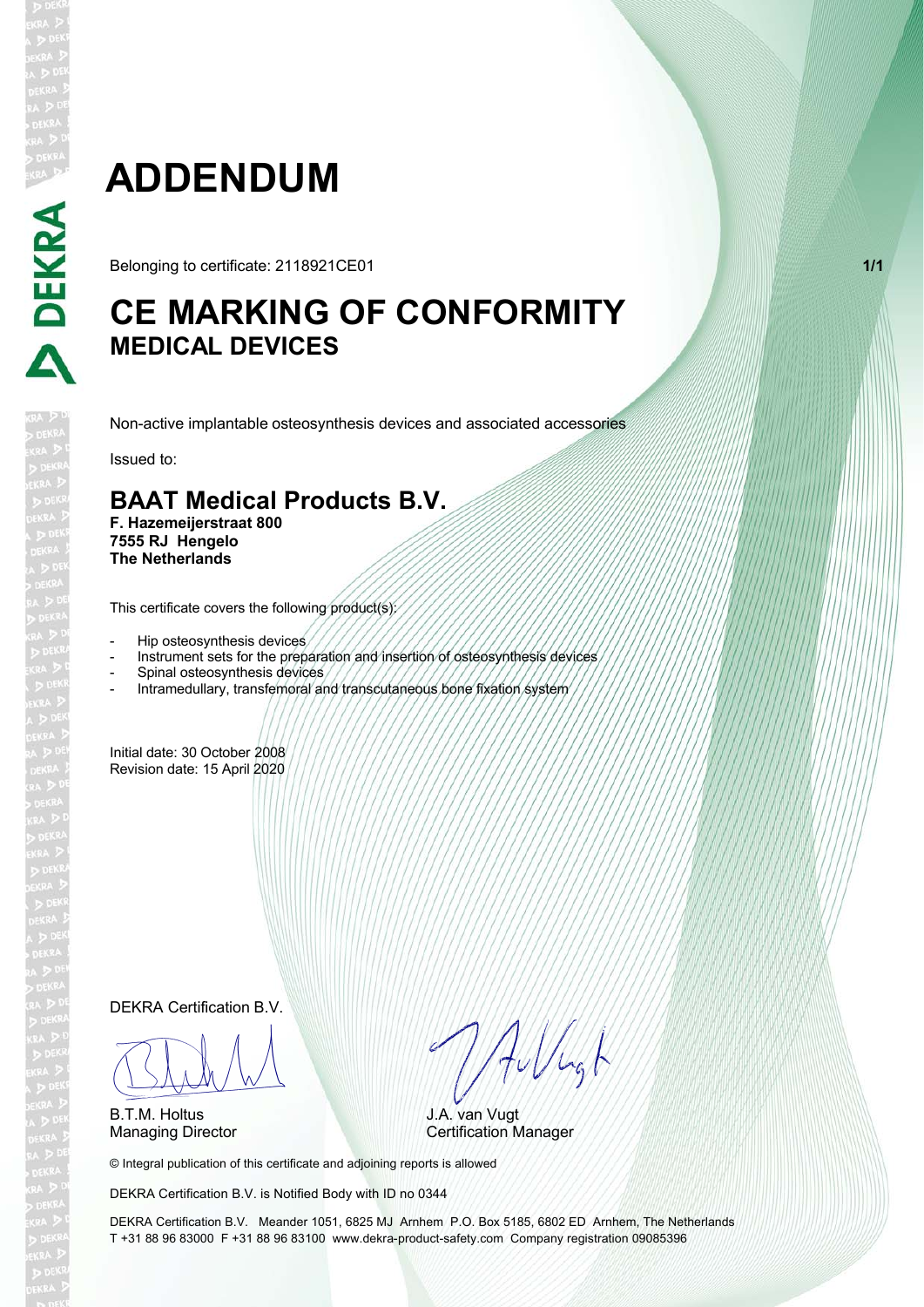# ADDENDUM

Belonging to certificate: 2118921CE01

# CE MARKING OF CONFORMITY
## MEDICAL DEVICES

Non-active implantable osteosynthesis devices and associated accessories

Issued to:

## BAAT Medical Products B.V.
**F. Hazemeijerstraat 800**
**7555 RJ Hengelo**
**The Netherlands**

This certificate covers the following product(s):

- Hip osteosynthesis devices
- Instrument sets for the preparation and insertion of osteosynthesis devices
- Spinal osteosynthesis devices
- Intramedullary, transfemoral and transcutaneous bone fixation system

Initial date: 30 October 2008
Revision date: 15 April 2020

DEKRA Certification B.V.

B.T.M. Holtus
Managing Director

J.A. van Vugt
Certification Manager

© Integral publication of this certificate and adjoining reports is allowed

DEKRA Certification B.V. is Notified Body with ID no 0344

DEKRA Certification B.V. Meander 1051, 6825 MJ Arnhem P.O. Box 5185, 6802 ED Arnhem, The Netherlands
T +31 88 96 83000 F +31 88 96 83100 www.dekra-product-safety.com Company registration 09085396